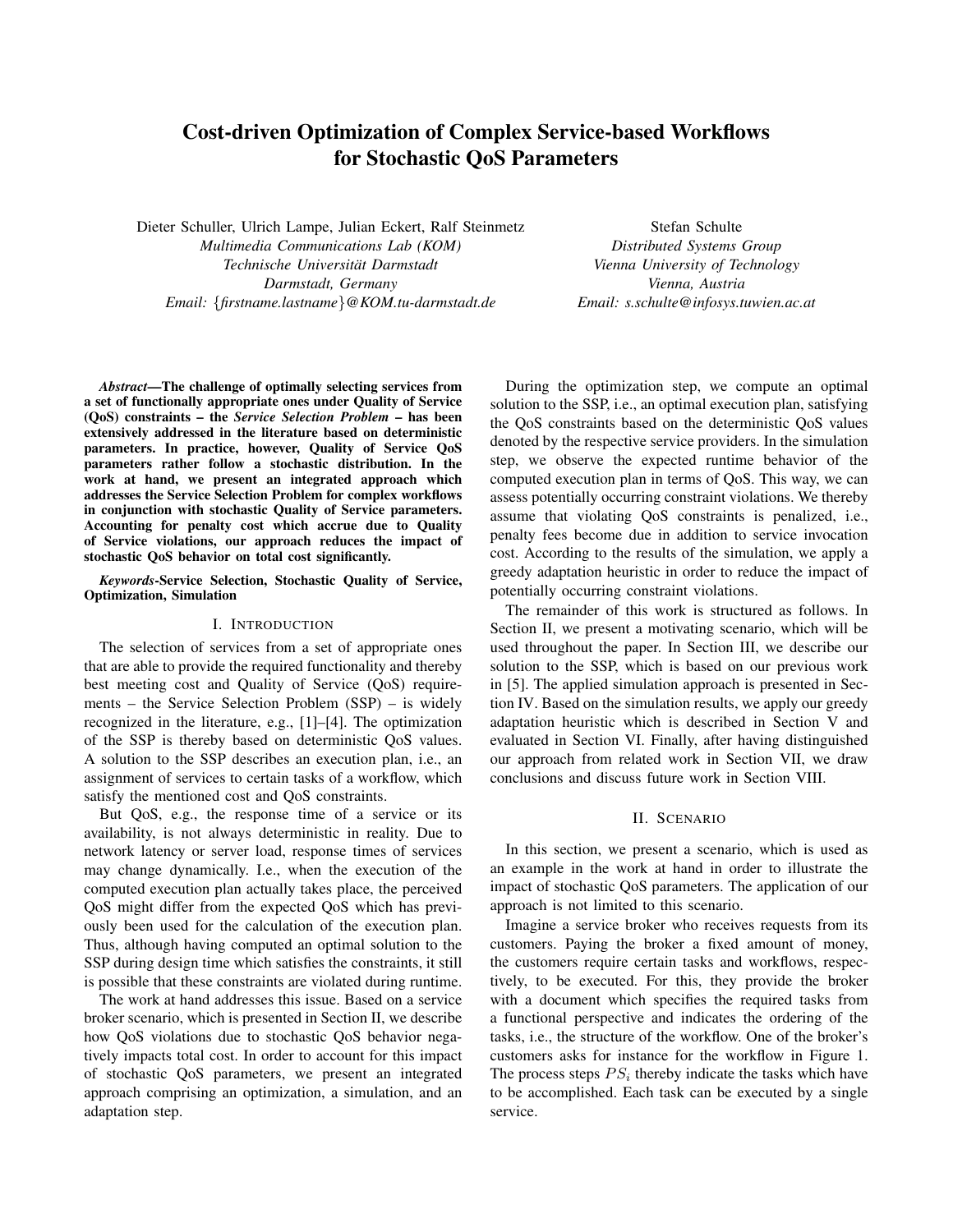# Cost-driven Optimization of Complex Service-based Workflows for Stochastic QoS Parameters

Dieter Schuller, Ulrich Lampe, Julian Eckert, Ralf Steinmetz
*Multimedia Communications Lab (KOM)*
*Technische Universität Darmstadt*
*Darmstadt, Germany*
*Email: {firstname.lastname}@KOM.tu-darmstadt.de*

Stefan Schulte
*Distributed Systems Group*
*Vienna University of Technology*
*Vienna, Austria*
*Email: s.schulte@infosys.tuwien.ac.at*

***Abstract*—The challenge of optimally selecting services from a set of functionally appropriate ones under Quality of Service (QoS) constraints – the *Service Selection Problem* – has been extensively addressed in the literature based on deterministic parameters. In practice, however, Quality of Service QoS parameters rather follow a stochastic distribution. In the work at hand, we present an integrated approach which addresses the Service Selection Problem for complex workflows in conjunction with stochastic Quality of Service parameters. Accounting for penalty cost which accrue due to Quality of Service violations, our approach reduces the impact of stochastic QoS behavior on total cost significantly.**

***Keywords*-Service Selection, Stochastic Quality of Service, Optimization, Simulation**

## I. Introduction

The selection of services from a set of appropriate ones that are able to provide the required functionality and thereby best meeting cost and Quality of Service (QoS) requirements – the Service Selection Problem (SSP) – is widely recognized in the literature, e.g., [1]–[4]. The optimization of the SSP is thereby based on deterministic QoS values. A solution to the SSP describes an execution plan, i.e., an assignment of services to certain tasks of a workflow, which satisfy the mentioned cost and QoS constraints.

But QoS, e.g., the response time of a service or its availability, is not always deterministic in reality. Due to network latency or server load, response times of services may change dynamically. I.e., when the execution of the computed execution plan actually takes place, the perceived QoS might differ from the expected QoS which has previously been used for the calculation of the execution plan. Thus, although having computed an optimal solution to the SSP during design time which satisfies the constraints, it still is possible that these constraints are violated during runtime.

The work at hand addresses this issue. Based on a service broker scenario, which is presented in Section II, we describe how QoS violations due to stochastic QoS behavior negatively impacts total cost. In order to account for this impact of stochastic QoS parameters, we present an integrated approach comprising an optimization, a simulation, and an adaptation step.

During the optimization step, we compute an optimal solution to the SSP, i.e., an optimal execution plan, satisfying the QoS constraints based on the deterministic QoS values denoted by the respective service providers. In the simulation step, we observe the expected runtime behavior of the computed execution plan in terms of QoS. This way, we can assess potentially occurring constraint violations. We thereby assume that violating QoS constraints is penalized, i.e., penalty fees become due in addition to service invocation cost. According to the results of the simulation, we apply a greedy adaptation heuristic in order to reduce the impact of potentially occurring constraint violations.

The remainder of this work is structured as follows. In Section II, we present a motivating scenario, which will be used throughout the paper. In Section III, we describe our solution to the SSP, which is based on our previous work in [5]. The applied simulation approach is presented in Section IV. Based on the simulation results, we apply our greedy adaptation heuristic which is described in Section V and evaluated in Section VI. Finally, after having distinguished our approach from related work in Section VII, we draw conclusions and discuss future work in Section VIII.

## II. Scenario

In this section, we present a scenario, which is used as an example in the work at hand in order to illustrate the impact of stochastic QoS parameters. The application of our approach is not limited to this scenario.

Imagine a service broker who receives requests from its customers. Paying the broker a fixed amount of money, the customers require certain tasks and workflows, respectively, to be executed. For this, they provide the broker with a document which specifies the required tasks from a functional perspective and indicates the ordering of the tasks, i.e., the structure of the workflow. One of the broker's customers asks for instance for the workflow in Figure 1. The process steps $PS_i$ thereby indicate the tasks which have to be accomplished. Each task can be executed by a single service.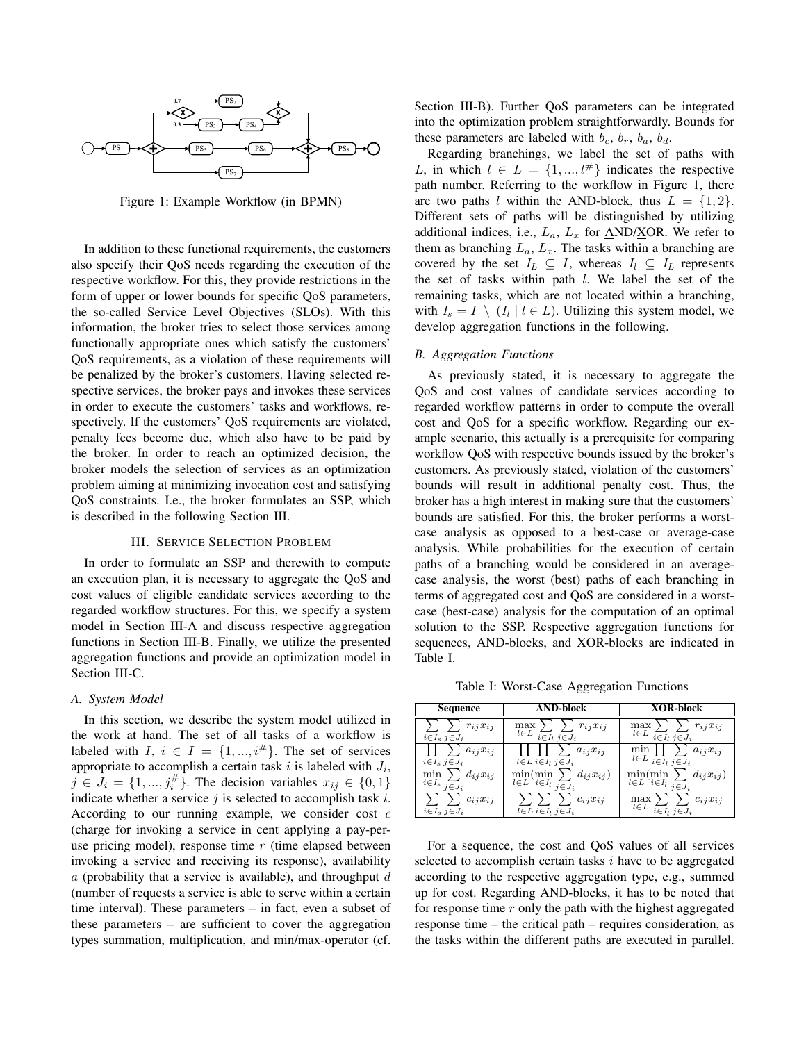PS₁ PS₂ PS₃ PS₄ PS₅ PS₆ PS₇ PS₈

0.7

0.3

Figure 1: Example Workflow (in BPMN)

In addition to these functional requirements, the customers also specify their QoS needs regarding the execution of the respective workflow. For this, they provide restrictions in the form of upper or lower bounds for specific QoS parameters, the so-called Service Level Objectives (SLOs). With this information, the broker tries to select those services among functionally appropriate ones which satisfy the customers' QoS requirements, as a violation of these requirements will be penalized by the broker's customers. Having selected respective services, the broker pays and invokes these services in order to execute the customers' tasks and workflows, respectively. If the customers' QoS requirements are violated, penalty fees become due, which also have to be paid by the broker. In order to reach an optimized decision, the broker models the selection of services as an optimization problem aiming at minimizing invocation cost and satisfying QoS constraints. I.e., the broker formulates an SSP, which is described in the following Section III.

## III. Service Selection Problem

In order to formulate an SSP and therewith to compute an execution plan, it is necessary to aggregate the QoS and cost values of eligible candidate services according to the regarded workflow structures. For this, we specify a system model in Section III-A and discuss respective aggregation functions in Section III-B. Finally, we utilize the presented aggregation functions and provide an optimization model in Section III-C.

### A. System Model

In this section, we describe the system model utilized in the work at hand. The set of all tasks of a workflow is labeled with $I$, $i \in I = \{1, ..., i^{\#}\}$. The set of services appropriate to accomplish a certain task $i$ is labeled with $J_i$, $j \in J_i = \{1, ..., j_i^{\#}\}$. The decision variables $x_{ij} \in \{0, 1\}$ indicate whether a service $j$ is selected to accomplish task $i$. According to our running example, we consider cost $c$ (charge for invoking a service in cent applying a pay-per-use pricing model), response time $r$ (time elapsed between invoking a service and receiving its response), availability $a$ (probability that a service is available), and throughput $d$ (number of requests a service is able to serve within a certain time interval). These parameters – in fact, even a subset of these parameters – are sufficient to cover the aggregation types summation, multiplication, and min/max-operator (cf. Section III-B). Further QoS parameters can be integrated into the optimization problem straightforwardly. Bounds for these parameters are labeled with $b_c$, $b_r$, $b_a$, $b_d$.

Regarding branchings, we label the set of paths with $L$, in which $l \in L = \{1, ..., l^{\#}\}$ indicates the respective path number. Referring to the workflow in Figure 1, there are two paths $l$ within the AND-block, thus $L = \{1, 2\}$. Different sets of paths will be distinguished by utilizing additional indices, i.e., $L_a$, $L_x$ for AND/XOR. We refer to them as branching $L_a$, $L_x$. The tasks within a branching are covered by the set $I_L \subseteq I$, whereas $I_l \subseteq I_L$ represents the set of tasks within path $l$. We label the set of the remaining tasks, which are not located within a branching, with $I_s = I \setminus (I_l \mid l \in L)$. Utilizing this system model, we develop aggregation functions in the following.

### B. Aggregation Functions

As previously stated, it is necessary to aggregate the QoS and cost values of candidate services according to regarded workflow patterns in order to compute the overall cost and QoS for a specific workflow. Regarding our example scenario, this actually is a prerequisite for comparing workflow QoS with respective bounds issued by the broker's customers. As previously stated, violation of the customers' bounds will result in additional penalty cost. Thus, the broker has a high interest in making sure that the customers' bounds are satisfied. For this, the broker performs a worst-case analysis as opposed to a best-case or average-case analysis. While probabilities for the execution of certain paths of a branching would be considered in an average-case analysis, the worst (best) paths of each branching in terms of aggregated cost and QoS are considered in a worst-case (best-case) analysis for the computation of an optimal solution to the SSP. Respective aggregation functions for sequences, AND-blocks, and XOR-blocks are indicated in Table I.

Table I: Worst-Case Aggregation Functions

| Sequence | AND-block | XOR-block |
|---|---|---|
| $\sum_{i \in I_s} \sum_{j \in J_i} r_{ij} x_{ij}$ | $\max_{l \in L} \sum_{i \in I_l} \sum_{j \in J_i} r_{ij} x_{ij}$ | $\max_{l \in L} \sum_{i \in I_l} \sum_{j \in J_i} r_{ij} x_{ij}$ |
| $\prod_{i \in I_s} \sum_{j \in J_i} a_{ij} x_{ij}$ | $\prod_{l \in L} \prod_{i \in I_l} \sum_{j \in J_i} a_{ij} x_{ij}$ | $\min_{l \in L} \prod_{i \in I_l} \sum_{j \in J_i} a_{ij} x_{ij}$ |
| $\min_{i \in I_s} \sum_{j \in J_i} d_{ij} x_{ij}$ | $\min_{l \in L}(\min_{i \in I_l} \sum_{j \in J_i} d_{ij} x_{ij})$ | $\min_{l \in L}(\min_{i \in I_l} \sum_{j \in J_i} d_{ij} x_{ij})$ |
| $\sum_{i \in I_s} \sum_{j \in J_i} c_{ij} x_{ij}$ | $\sum_{l \in L} \sum_{i \in I_l} \sum_{j \in J_i} c_{ij} x_{ij}$ | $\max_{l \in L} \sum_{i \in I_l} \sum_{j \in J_i} c_{ij} x_{ij}$ |

For a sequence, the cost and QoS values of all services selected to accomplish certain tasks $i$ have to be aggregated according to the respective aggregation type, e.g., summed up for cost. Regarding AND-blocks, it has to be noted that for response time $r$ only the path with the highest aggregated response time – the critical path – requires consideration, as the tasks within the different paths are executed in parallel.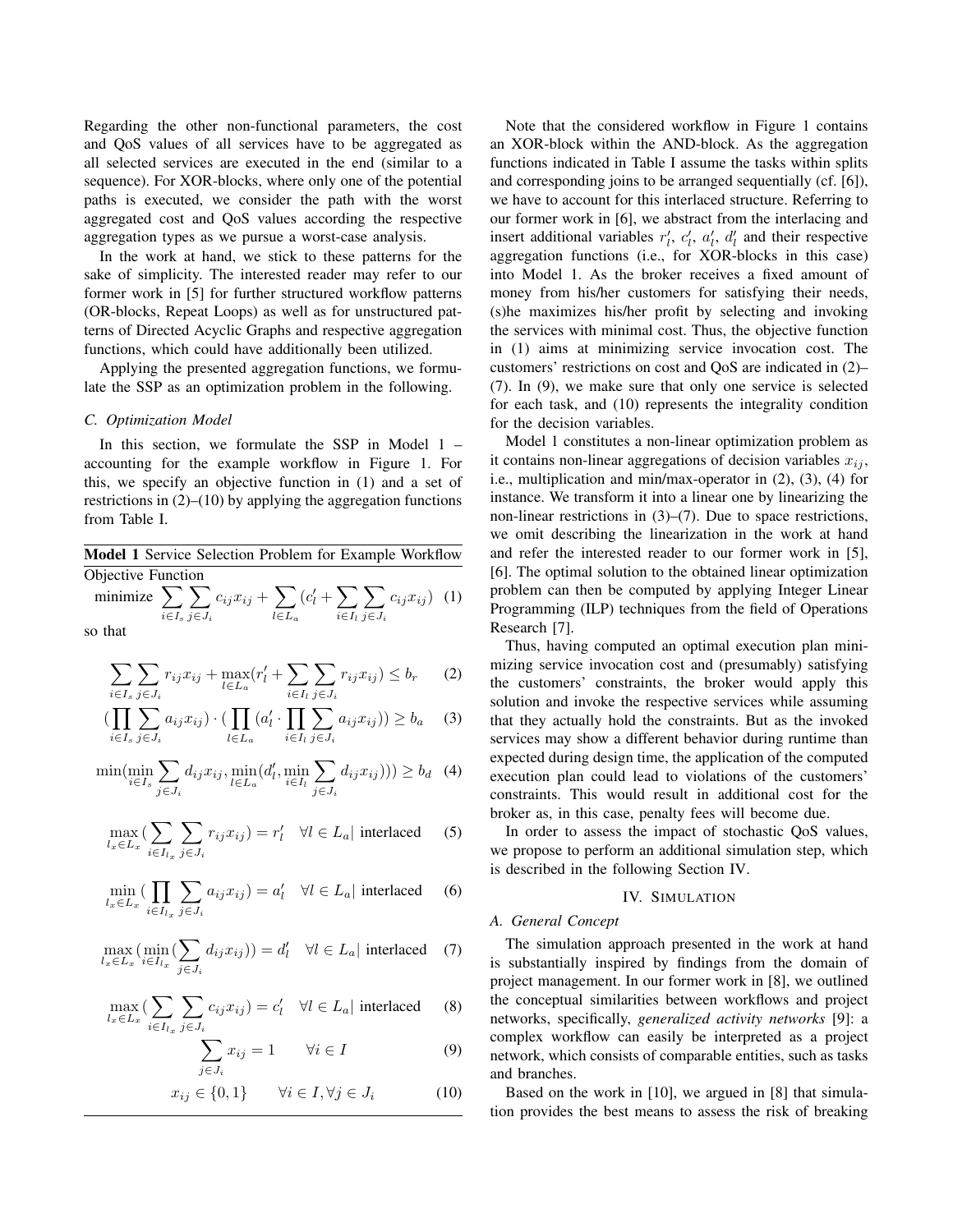Regarding the other non-functional parameters, the cost and QoS values of all services have to be aggregated as all selected services are executed in the end (similar to a sequence). For XOR-blocks, where only one of the potential paths is executed, we consider the path with the worst aggregated cost and QoS values according the respective aggregation types as we pursue a worst-case analysis.

In the work at hand, we stick to these patterns for the sake of simplicity. The interested reader may refer to our former work in [5] for further structured workflow patterns (OR-blocks, Repeat Loops) as well as for unstructured patterns of Directed Acyclic Graphs and respective aggregation functions, which could have additionally been utilized.

Applying the presented aggregation functions, we formulate the SSP as an optimization problem in the following.

### C. Optimization Model

In this section, we formulate the SSP in Model 1 – accounting for the example workflow in Figure 1. For this, we specify an objective function in (1) and a set of restrictions in (2)–(10) by applying the aggregation functions from Table I.

**Model 1** Service Selection Problem for Example Workflow

Objective Function

$$\text{minimize} \sum_{i \in I_s} \sum_{j \in J_i} c_{ij} x_{ij} + \sum_{l \in L_a} (c'_l + \sum_{i \in I_l} \sum_{j \in J_i} c_{ij} x_{ij}) \quad (1)$$

so that

$$\sum_{i \in I_s} \sum_{j \in J_i} r_{ij} x_{ij} + \max_{l \in L_a} (r'_l + \sum_{i \in I_l} \sum_{j \in J_i} r_{ij} x_{ij}) \leq b_r \quad (2)$$

$$(\prod_{i \in I_s} \sum_{j \in J_i} a_{ij} x_{ij}) \cdot (\prod_{l \in L_a} (a'_l \cdot \prod_{i \in I_l} \sum_{j \in J_i} a_{ij} x_{ij})) \geq b_a \quad (3)$$

$$\min(\min_{i \in I_s} \sum_{j \in J_i} d_{ij} x_{ij}, \min_{l \in L_a} (d'_l, \min_{i \in I_l} \sum_{j \in J_i} d_{ij} x_{ij}))) \geq b_d \quad (4)$$

$$\max_{l_x \in L_x} (\sum_{i \in I_{l_x}} \sum_{j \in J_i} r_{ij} x_{ij}) = r'_l \quad \forall l \in L_a | \text{ interlaced} \quad (5)$$

$$\min_{l_x \in L_x} (\prod_{i \in I_{l_x}} \sum_{j \in J_i} a_{ij} x_{ij}) = a'_l \quad \forall l \in L_a | \text{ interlaced} \quad (6)$$

$$\max_{l_x \in L_x} (\min_{i \in I_{l_x}} (\sum_{j \in J_i} d_{ij} x_{ij})) = d'_l \quad \forall l \in L_a | \text{ interlaced} \quad (7)$$

$$\max_{l_x \in L_x} (\sum_{i \in I_{l_x}} \sum_{j \in J_i} c_{ij} x_{ij}) = c'_l \quad \forall l \in L_a | \text{ interlaced} \quad (8)$$

$$\sum_{j \in J_i} x_{ij} = 1 \qquad \forall i \in I \quad (9)$$

$$x_{ij} \in \{0, 1\} \qquad \forall i \in I, \forall j \in J_i \quad (10)$$

Note that the considered workflow in Figure 1 contains an XOR-block within the AND-block. As the aggregation functions indicated in Table I assume the tasks within splits and corresponding joins to be arranged sequentially (cf. [6]), we have to account for this interlaced structure. Referring to our former work in [6], we abstract from the interlacing and insert additional variables $r'_l$, $c'_l$, $a'_l$, $d'_l$ and their respective aggregation functions (i.e., for XOR-blocks in this case) into Model 1. As the broker receives a fixed amount of money from his/her customers for satisfying their needs, (s)he maximizes his/her profit by selecting and invoking the services with minimal cost. Thus, the objective function in (1) aims at minimizing service invocation cost. The customers' restrictions on cost and QoS are indicated in (2)–(7). In (9), we make sure that only one service is selected for each task, and (10) represents the integrality condition for the decision variables.

Model 1 constitutes a non-linear optimization problem as it contains non-linear aggregations of decision variables $x_{ij}$, i.e., multiplication and min/max-operator in (2), (3), (4) for instance. We transform it into a linear one by linearizing the non-linear restrictions in (3)–(7). Due to space restrictions, we omit describing the linearization in the work at hand and refer the interested reader to our former work in [5], [6]. The optimal solution to the obtained linear optimization problem can then be computed by applying Integer Linear Programming (ILP) techniques from the field of Operations Research [7].

Thus, having computed an optimal execution plan minimizing service invocation cost and (presumably) satisfying the customers' constraints, the broker would apply this solution and invoke the respective services while assuming that they actually hold the constraints. But as the invoked services may show a different behavior during runtime than expected during design time, the application of the computed execution plan could lead to violations of the customers' constraints. This would result in additional cost for the broker as, in this case, penalty fees will become due.

In order to assess the impact of stochastic QoS values, we propose to perform an additional simulation step, which is described in the following Section IV.

## IV. Simulation

### A. General Concept

The simulation approach presented in the work at hand is substantially inspired by findings from the domain of project management. In our former work in [8], we outlined the conceptual similarities between workflows and project networks, specifically, *generalized activity networks* [9]: a complex workflow can easily be interpreted as a project network, which consists of comparable entities, such as tasks and branches.

Based on the work in [10], we argued in [8] that simulation provides the best means to assess the risk of breaking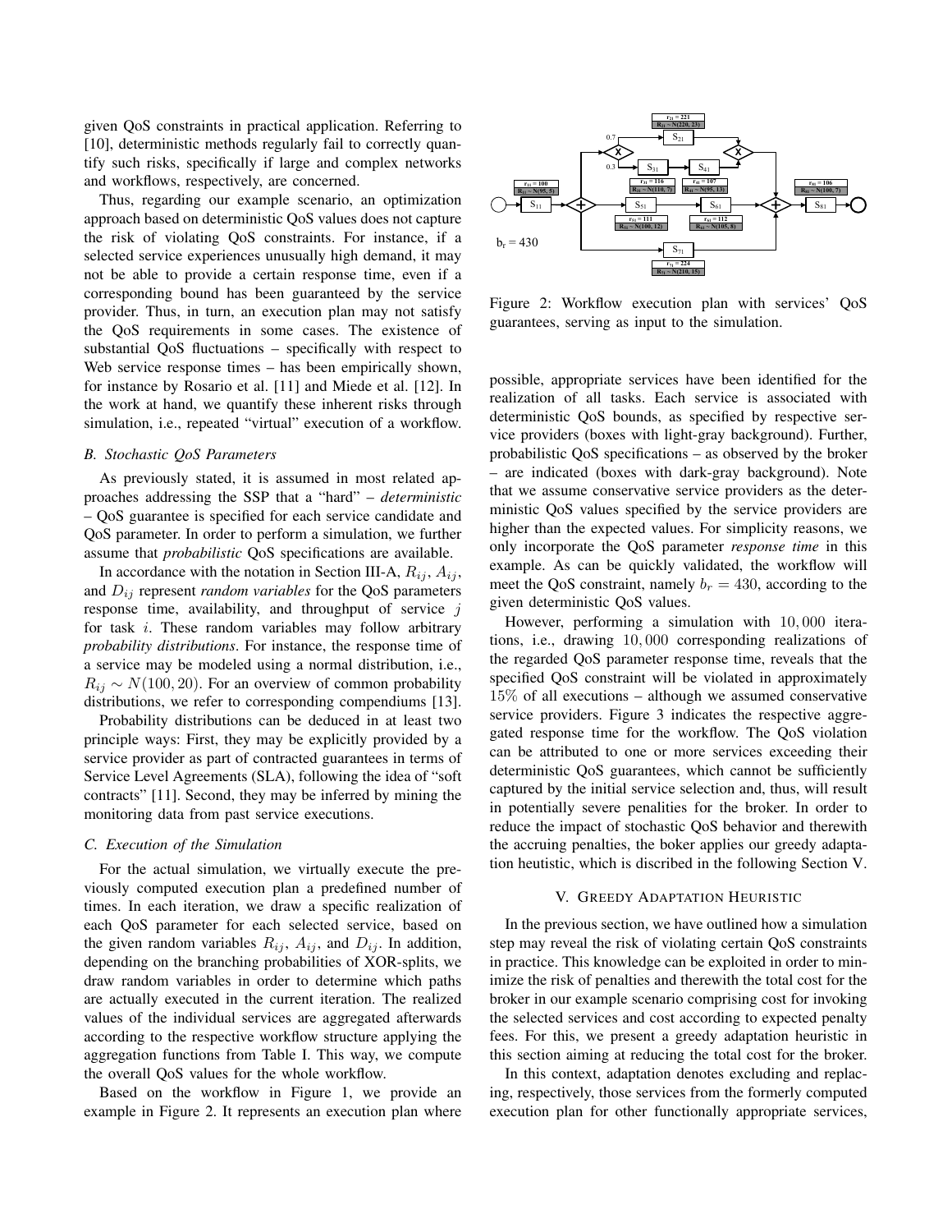given QoS constraints in practical application. Referring to [10], deterministic methods regularly fail to correctly quantify such risks, specifically if large and complex networks and workflows, respectively, are concerned.

Thus, regarding our example scenario, an optimization approach based on deterministic QoS values does not capture the risk of violating QoS constraints. For instance, if a selected service experiences unusually high demand, it may not be able to provide a certain response time, even if a corresponding bound has been guaranteed by the service provider. Thus, in turn, an execution plan may not satisfy the QoS requirements in some cases. The existence of substantial QoS fluctuations – specifically with respect to Web service response times – has been empirically shown, for instance by Rosario et al. [11] and Miede et al. [12]. In the work at hand, we quantify these inherent risks through simulation, i.e., repeated "virtual" execution of a workflow.

### B. Stochastic QoS Parameters

As previously stated, it is assumed in most related approaches addressing the SSP that a "hard" – *deterministic* – QoS guarantee is specified for each service candidate and QoS parameter. In order to perform a simulation, we further assume that *probabilistic* QoS specifications are available.

In accordance with the notation in Section III-A, $R_{ij}$, $A_{ij}$, and $D_{ij}$ represent *random variables* for the QoS parameters response time, availability, and throughput of service $j$ for task $i$. These random variables may follow arbitrary *probability distributions*. For instance, the response time of a service may be modeled using a normal distribution, i.e., $R_{ij} \sim N(100, 20)$. For an overview of common probability distributions, we refer to corresponding compendiums [13].

Probability distributions can be deduced in at least two principle ways: First, they may be explicitly provided by a service provider as part of contracted guarantees in terms of Service Level Agreements (SLA), following the idea of "soft contracts" [11]. Second, they may be inferred by mining the monitoring data from past service executions.

### C. Execution of the Simulation

For the actual simulation, we virtually execute the previously computed execution plan a predefined number of times. In each iteration, we draw a specific realization of each QoS parameter for each selected service, based on the given random variables $R_{ij}$, $A_{ij}$, and $D_{ij}$. In addition, depending on the branching probabilities of XOR-splits, we draw random variables in order to determine which paths are actually executed in the current iteration. The realized values of the individual services are aggregated afterwards according to the respective workflow structure applying the aggregation functions from Table I. This way, we compute the overall QoS values for the whole workflow.

Based on the workflow in Figure 1, we provide an example in Figure 2. It represents an execution plan where

$r_{21} = 221$
$R_{21} \sim N(220, 23)$
$S_{21}$
0.7
0.3
$S_{31}$
$S_{41}$
$r_{11} = 100$
$R_{11} \sim N(95, 5)$
$S_{11}$
$r_{31} = 116$
$R_{31} \sim N(110, 7)$
$r_{41} = 107$
$R_{41} \sim N(95, 13)$
$S_{51}$
$S_{61}$
$r_{51} = 111$
$R_{51} \sim N(100, 12)$
$r_{61} = 112$
$R_{61} \sim N(105, 8)$
$r_{81} = 106$
$R_{81} \sim N(100, 7)$
$S_{81}$
$b_r = 430$
$S_{71}$
$r_{71} = 224$
$R_{71} \sim N(210, 15)$

Figure 2: Workflow execution plan with services' QoS guarantees, serving as input to the simulation.

possible, appropriate services have been identified for the realization of all tasks. Each service is associated with deterministic QoS bounds, as specified by respective service providers (boxes with light-gray background). Further, probabilistic QoS specifications – as observed by the broker – are indicated (boxes with dark-gray background). Note that we assume conservative service providers as the deterministic QoS values specified by the service providers are higher than the expected values. For simplicity reasons, we only incorporate the QoS parameter *response time* in this example. As can be quickly validated, the workflow will meet the QoS constraint, namely $b_r = 430$, according to the given deterministic QoS values.

However, performing a simulation with $10,000$ iterations, i.e., drawing $10,000$ corresponding realizations of the regarded QoS parameter response time, reveals that the specified QoS constraint will be violated in approximately $15\%$ of all executions – although we assumed conservative service providers. Figure 3 indicates the respective aggregated response time for the workflow. The QoS violation can be attributed to one or more services exceeding their deterministic QoS guarantees, which cannot be sufficiently captured by the initial service selection and, thus, will result in potentially severe penalities for the broker. In order to reduce the impact of stochastic QoS behavior and therewith the accruing penalties, the boker applies our greedy adaptation heutistic, which is discribed in the following Section V.

## V. Greedy Adaptation Heuristic

In the previous section, we have outlined how a simulation step may reveal the risk of violating certain QoS constraints in practice. This knowledge can be exploited in order to minimize the risk of penalties and therewith the total cost for the broker in our example scenario comprising cost for invoking the selected services and cost according to expected penalty fees. For this, we present a greedy adaptation heuristic in this section aiming at reducing the total cost for the broker.

In this context, adaptation denotes excluding and replacing, respectively, those services from the formerly computed execution plan for other functionally appropriate services,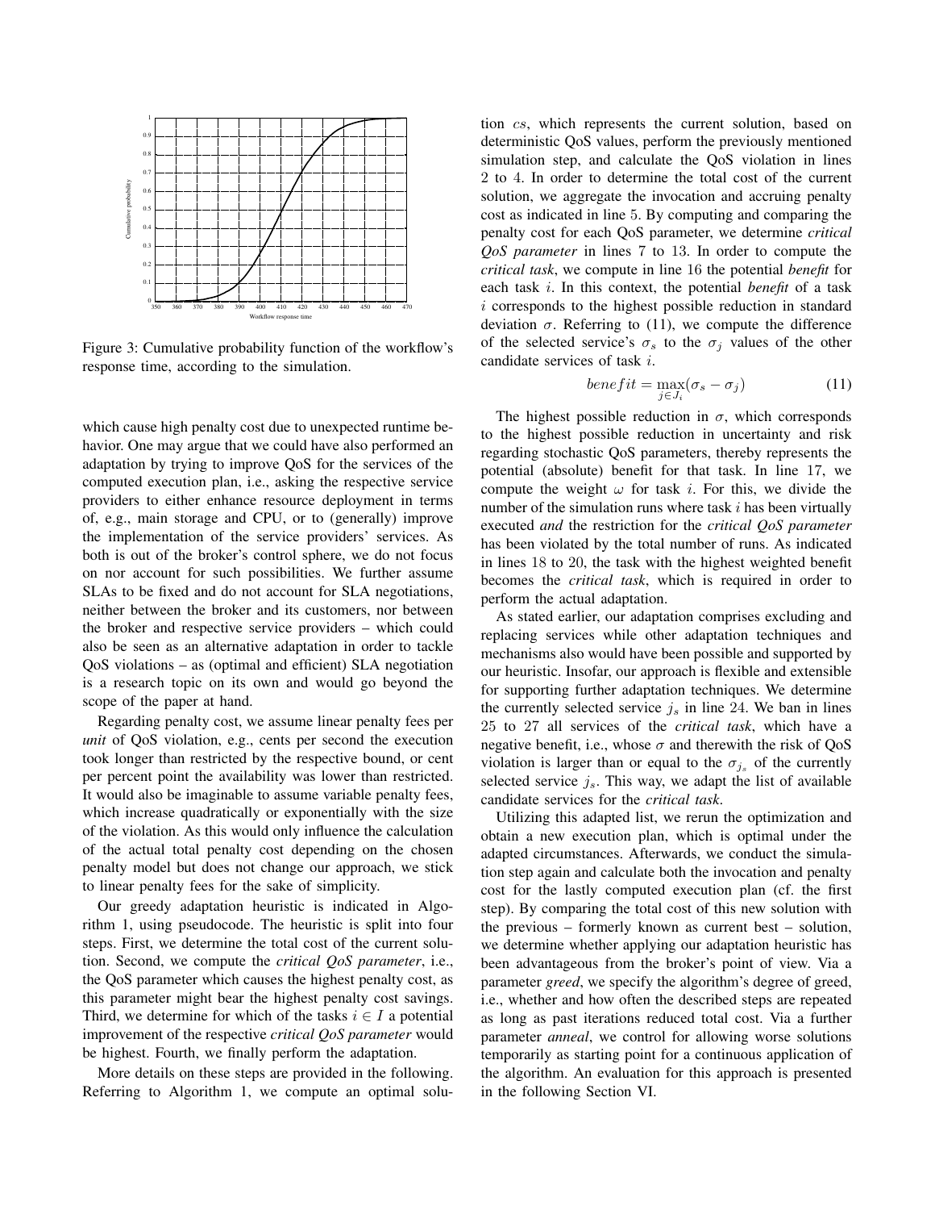1
0.9
0.8
0.7
0.6
0.5
0.4
0.3
0.2
0.1
0

Cumulative probability

350 360 370 380 390 400 410 420 430 440 450 460 470

Workflow response time

Figure 3: Cumulative probability function of the workflow's response time, according to the simulation.

which cause high penalty cost due to unexpected runtime behavior. One may argue that we could have also performed an adaptation by trying to improve QoS for the services of the computed execution plan, i.e., asking the respective service providers to either enhance resource deployment in terms of, e.g., main storage and CPU, or to (generally) improve the implementation of the service providers' services. As both is out of the broker's control sphere, we do not focus on nor account for such possibilities. We further assume SLAs to be fixed and do not account for SLA negotiations, neither between the broker and its customers, nor between the broker and respective service providers – which could also be seen as an alternative adaptation in order to tackle QoS violations – as (optimal and efficient) SLA negotiation is a research topic on its own and would go beyond the scope of the paper at hand.

Regarding penalty cost, we assume linear penalty fees per *unit* of QoS violation, e.g., cents per second the execution took longer than restricted by the respective bound, or cent per percent point the availability was lower than restricted. It would also be imaginable to assume variable penalty fees, which increase quadratically or exponentially with the size of the violation. As this would only influence the calculation of the actual total penalty cost depending on the chosen penalty model but does not change our approach, we stick to linear penalty fees for the sake of simplicity.

Our greedy adaptation heuristic is indicated in Algorithm 1, using pseudocode. The heuristic is split into four steps. First, we determine the total cost of the current solution. Second, we compute the *critical QoS parameter*, i.e., the QoS parameter which causes the highest penalty cost, as this parameter might bear the highest penalty cost savings. Third, we determine for which of the tasks $i \in I$ a potential improvement of the respective *critical QoS parameter* would be highest. Fourth, we finally perform the adaptation.

More details on these steps are provided in the following. Referring to Algorithm 1, we compute an optimal solution $cs$, which represents the current solution, based on deterministic QoS values, perform the previously mentioned simulation step, and calculate the QoS violation in lines 2 to 4. In order to determine the total cost of the current solution, we aggregate the invocation and accruing penalty cost as indicated in line 5. By computing and comparing the penalty cost for each QoS parameter, we determine *critical QoS parameter* in lines 7 to 13. In order to compute the *critical task*, we compute in line 16 the potential *benefit* for each task $i$. In this context, the potential *benefit* of a task $i$ corresponds to the highest possible reduction in standard deviation $\sigma$. Referring to (11), we compute the difference of the selected service's $\sigma_s$ to the $\sigma_j$ values of the other candidate services of task $i$.

$$benefit = \max_{j \in J_i}(\sigma_s - \sigma_j) \tag{11}$$

The highest possible reduction in $\sigma$, which corresponds to the highest possible reduction in uncertainty and risk regarding stochastic QoS parameters, thereby represents the potential (absolute) benefit for that task. In line 17, we compute the weight $\omega$ for task $i$. For this, we divide the number of the simulation runs where task $i$ has been virtually executed *and* the restriction for the *critical QoS parameter* has been violated by the total number of runs. As indicated in lines 18 to 20, the task with the highest weighted benefit becomes the *critical task*, which is required in order to perform the actual adaptation.

As stated earlier, our adaptation comprises excluding and replacing services while other adaptation techniques and mechanisms also would have been possible and supported by our heuristic. Insofar, our approach is flexible and extensible for supporting further adaptation techniques. We determine the currently selected service $j_s$ in line 24. We ban in lines 25 to 27 all services of the *critical task*, which have a negative benefit, i.e., whose $\sigma$ and therewith the risk of QoS violation is larger than or equal to the $\sigma_{j_s}$ of the currently selected service $j_s$. This way, we adapt the list of available candidate services for the *critical task*.

Utilizing this adapted list, we rerun the optimization and obtain a new execution plan, which is optimal under the adapted circumstances. Afterwards, we conduct the simulation step again and calculate both the invocation and penalty cost for the lastly computed execution plan (cf. the first step). By comparing the total cost of this new solution with the previous – formerly known as current best – solution, we determine whether applying our adaptation heuristic has been advantageous from the broker's point of view. Via a parameter *greed*, we specify the algorithm's degree of greed, i.e., whether and how often the described steps are repeated as long as past iterations reduced total cost. Via a further parameter *anneal*, we control for allowing worse solutions temporarily as starting point for a continuous application of the algorithm. An evaluation for this approach is presented in the following Section VI.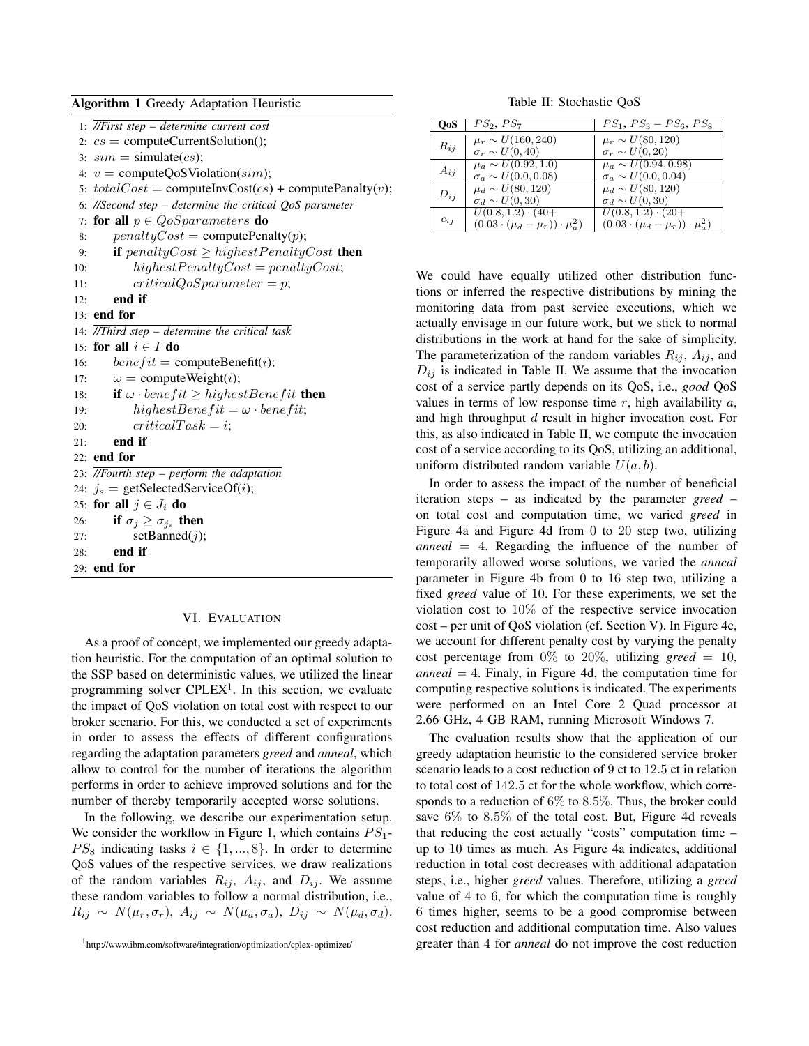**Algorithm 1** Greedy Adaptation Heuristic

```
1:  //First step – determine current cost
2:  cs = computeCurrentSolution();
3:  sim = simulate(cs);
4:  v = computeQoSViolation(sim);
5:  totalCost = computeInvCost(cs) + computePanalty(v);
6:  //Second step – determine the critical QoS parameter
7:  for all p ∈ QoSparameters do
8:      penaltyCost = computePenalty(p);
9:      if penaltyCost ≥ highestPenaltyCost then
10:         highestPenaltyCost = penaltyCost;
11:         criticalQoSparameter = p;
12:     end if
13: end for
14: //Third step – determine the critical task
15: for all i ∈ I do
16:     benefit = computeBenefit(i);
17:     ω = computeWeight(i);
18:     if ω · benefit ≥ highestBenefit then
19:         highestBenefit = ω · benefit;
20:         criticalTask = i;
21:     end if
22: end for
23: //Fourth step – perform the adaptation
24: j_s = getSelectedServiceOf(i);
25: for all j ∈ J_i do
26:     if σ_j ≥ σ_{j_s} then
27:         setBanned(j);
28:     end if
29: end for
```

## VI. Evaluation

As a proof of concept, we implemented our greedy adaptation heuristic. For the computation of an optimal solution to the SSP based on deterministic values, we utilized the linear programming solver CPLEX[1]. In this section, we evaluate the impact of QoS violation on total cost with respect to our broker scenario. For this, we conducted a set of experiments in order to assess the effects of different configurations regarding the adaptation parameters *greed* and *anneal*, which allow to control for the number of iterations the algorithm performs in order to achieve improved solutions and for the number of thereby temporarily accepted worse solutions.

In the following, we describe our experimentation setup. We consider the workflow in Figure 1, which contains $PS_1$-$PS_8$ indicating tasks $i \in \{1, ..., 8\}$. In order to determine QoS values of the respective services, we draw realizations of the random variables $R_{ij}$, $A_{ij}$, and $D_{ij}$. We assume these random variables to follow a normal distribution, i.e., $R_{ij} \sim N(\mu_r, \sigma_r)$, $A_{ij} \sim N(\mu_a, \sigma_a)$, $D_{ij} \sim N(\mu_d, \sigma_d)$.

[1] http://www.ibm.com/software/integration/optimization/cplex-optimizer/

Table II: Stochastic QoS

| QoS | $PS_2$, $PS_7$ | $PS_1$, $PS_3-PS_6$, $PS_8$ |
|---|---|---|
| $R_{ij}$ | $\mu_r \sim U(160, 240)$ <br> $\sigma_r \sim U(0, 40)$ | $\mu_r \sim U(80, 120)$ <br> $\sigma_r \sim U(0, 20)$ |
| $A_{ij}$ | $\mu_a \sim U(0.92, 1.0)$ <br> $\sigma_a \sim U(0.0, 0.08)$ | $\mu_a \sim U(0.94, 0.98)$ <br> $\sigma_a \sim U(0.0, 0.04)$ |
| $D_{ij}$ | $\mu_d \sim U(80, 120)$ <br> $\sigma_d \sim U(0, 30)$ | $\mu_d \sim U(80, 120)$ <br> $\sigma_d \sim U(0, 30)$ |
| $c_{ij}$ | $U(0.8, 1.2) \cdot (40+$ <br> $(0.03 \cdot (\mu_d - \mu_r)) \cdot \mu_a^2)$ | $U(0.8, 1.2) \cdot (20+$ <br> $(0.03 \cdot (\mu_d - \mu_r)) \cdot \mu_a^2)$ |

We could have equally utilized other distribution functions or inferred the respective distributions by mining the monitoring data from past service executions, which we actually envisage in our future work, but we stick to normal distributions in the work at hand for the sake of simplicity. The parameterization of the random variables $R_{ij}$, $A_{ij}$, and $D_{ij}$ is indicated in Table II. We assume that the invocation cost of a service partly depends on its QoS, i.e., *good* QoS values in terms of low response time $r$, high availability $a$, and high throughput $d$ result in higher invocation cost. For this, as also indicated in Table II, we compute the invocation cost of a service according to its QoS, utilizing an additional, uniform distributed random variable $U(a, b)$.

In order to assess the impact of the number of beneficial iteration steps – as indicated by the parameter *greed* – on total cost and computation time, we varied *greed* in Figure 4a and Figure 4d from 0 to 20 step two, utilizing *anneal* $= 4$. Regarding the influence of the number of temporarily allowed worse solutions, we varied the *anneal* parameter in Figure 4b from 0 to 16 step two, utilizing a fixed *greed* value of 10. For these experiments, we set the violation cost to 10% of the respective service invocation cost – per unit of QoS violation (cf. Section V). In Figure 4c, we account for different penalty cost by varying the penalty cost percentage from 0% to 20%, utilizing *greed* $= 10$, *anneal* $= 4$. Finaly, in Figure 4d, the computation time for computing respective solutions is indicated. The experiments were performed on an Intel Core 2 Quad processor at 2.66 GHz, 4 GB RAM, running Microsoft Windows 7.

The evaluation results show that the application of our greedy adaptation heuristic to the considered service broker scenario leads to a cost reduction of 9 ct to 12.5 ct in relation to total cost of 142.5 ct for the whole workflow, which corresponds to a reduction of 6% to 8.5%. Thus, the broker could save 6% to 8.5% of the total cost. But, Figure 4d reveals that reducing the cost actually "costs" computation time – up to 10 times as much. As Figure 4a indicates, additional reduction in total cost decreases with additional adapatation steps, i.e., higher *greed* values. Therefore, utilizing a *greed* value of 4 to 6, for which the computation time is roughly 6 times higher, seems to be a good compromise between cost reduction and additional computation time. Also values greater than 4 for *anneal* do not improve the cost reduction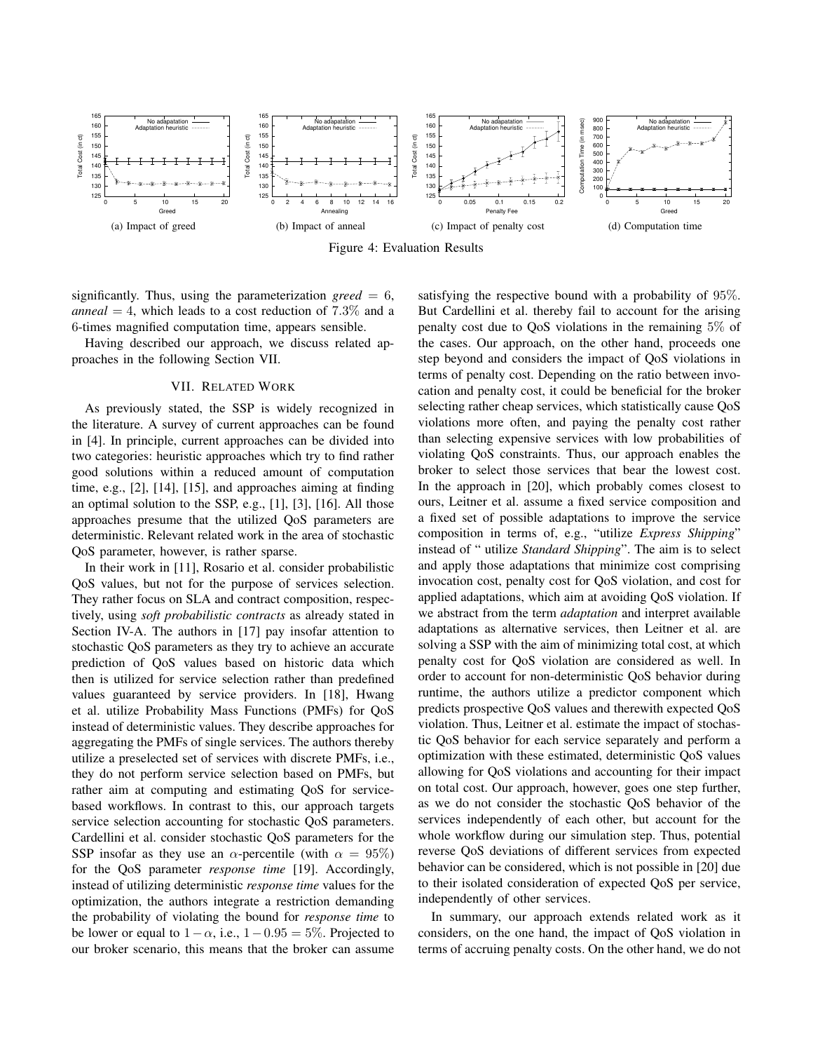165
160
155
150
145
140
135
130
125
Total Cost (in ct)
0 5 10 15 20
Greed
No adapatation
Adaptation heuristic

(a) Impact of greed

165
160
155
150
145
140
135
130
125
Total Cost (in ct)
0 2 4 6 8 10 12 14 16
Annealing
No adapatation
Adaptation heuristic

(b) Impact of anneal

165
160
155
150
145
140
135
130
125
Total Cost (in ct)
0 0.05 0.1 0.15 0.2
Penalty Fee
No adapatation
Adaptation heuristic

(c) Impact of penalty cost

900
800
700
600
500
400
300
200
100
0
Computation Time (in msec)
0 5 10 15 20
Greed
No adapatation
Adaptation heuristic

(d) Computation time

Figure 4: Evaluation Results

significantly. Thus, using the parameterization *greed* = 6, *anneal* = 4, which leads to a cost reduction of 7.3% and a 6-times magnified computation time, appears sensible.

Having described our approach, we discuss related approaches in the following Section VII.

## VII. Related Work

As previously stated, the SSP is widely recognized in the literature. A survey of current approaches can be found in [4]. In principle, current approaches can be divided into two categories: heuristic approaches which try to find rather good solutions within a reduced amount of computation time, e.g., [2], [14], [15], and approaches aiming at finding an optimal solution to the SSP, e.g., [1], [3], [16]. All those approaches presume that the utilized QoS parameters are deterministic. Relevant related work in the area of stochastic QoS parameter, however, is rather sparse.

In their work in [11], Rosario et al. consider probabilistic QoS values, but not for the purpose of services selection. They rather focus on SLA and contract composition, respectively, using *soft probabilistic contracts* as already stated in Section IV-A. The authors in [17] pay insofar attention to stochastic QoS parameters as they try to achieve an accurate prediction of QoS values based on historic data which then is utilized for service selection rather than predefined values guaranteed by service providers. In [18], Hwang et al. utilize Probability Mass Functions (PMFs) for QoS instead of deterministic values. They describe approaches for aggregating the PMFs of single services. The authors thereby utilize a preselected set of services with discrete PMFs, i.e., they do not perform service selection based on PMFs, but rather aim at computing and estimating QoS for service-based workflows. In contrast to this, our approach targets service selection accounting for stochastic QoS parameters. Cardellini et al. consider stochastic QoS parameters for the SSP insofar as they use an $\alpha$-percentile (with $\alpha = 95\%$) for the QoS parameter *response time* [19]. Accordingly, instead of utilizing deterministic *response time* values for the optimization, the authors integrate a restriction demanding the probability of violating the bound for *response time* to be lower or equal to $1-\alpha$, i.e., $1-0.95 = 5\%$. Projected to our broker scenario, this means that the broker can assume satisfying the respective bound with a probability of 95%. But Cardellini et al. thereby fail to account for the arising penalty cost due to QoS violations in the remaining 5% of the cases. Our approach, on the other hand, proceeds one step beyond and considers the impact of QoS violations in terms of penalty cost. Depending on the ratio between invocation and penalty cost, it could be beneficial for the broker selecting rather cheap services, which statistically cause QoS violations more often, and paying the penalty cost rather than selecting expensive services with low probabilities of violating QoS constraints. Thus, our approach enables the broker to select those services that bear the lowest cost. In the approach in [20], which probably comes closest to ours, Leitner et al. assume a fixed service composition and a fixed set of possible adaptations to improve the service composition in terms of, e.g., "utilize *Express Shipping*" instead of " utilize *Standard Shipping*". The aim is to select and apply those adaptations that minimize cost comprising invocation cost, penalty cost for QoS violation, and cost for applied adaptations, which aim at avoiding QoS violation. If we abstract from the term *adaptation* and interpret available adaptations as alternative services, then Leitner et al. are solving a SSP with the aim of minimizing total cost, at which penalty cost for QoS violation are considered as well. In order to account for non-deterministic QoS behavior during runtime, the authors utilize a predictor component which predicts prospective QoS values and therewith expected QoS violation. Thus, Leitner et al. estimate the impact of stochastic QoS behavior for each service separately and perform a optimization with these estimated, deterministic QoS values allowing for QoS violations and accounting for their impact on total cost. Our approach, however, goes one step further, as we do not consider the stochastic QoS behavior of the services independently of each other, but account for the whole workflow during our simulation step. Thus, potential reverse QoS deviations of different services from expected behavior can be considered, which is not possible in [20] due to their isolated consideration of expected QoS per service, independently of other services.

In summary, our approach extends related work as it considers, on the one hand, the impact of QoS violation in terms of accruing penalty costs. On the other hand, we do not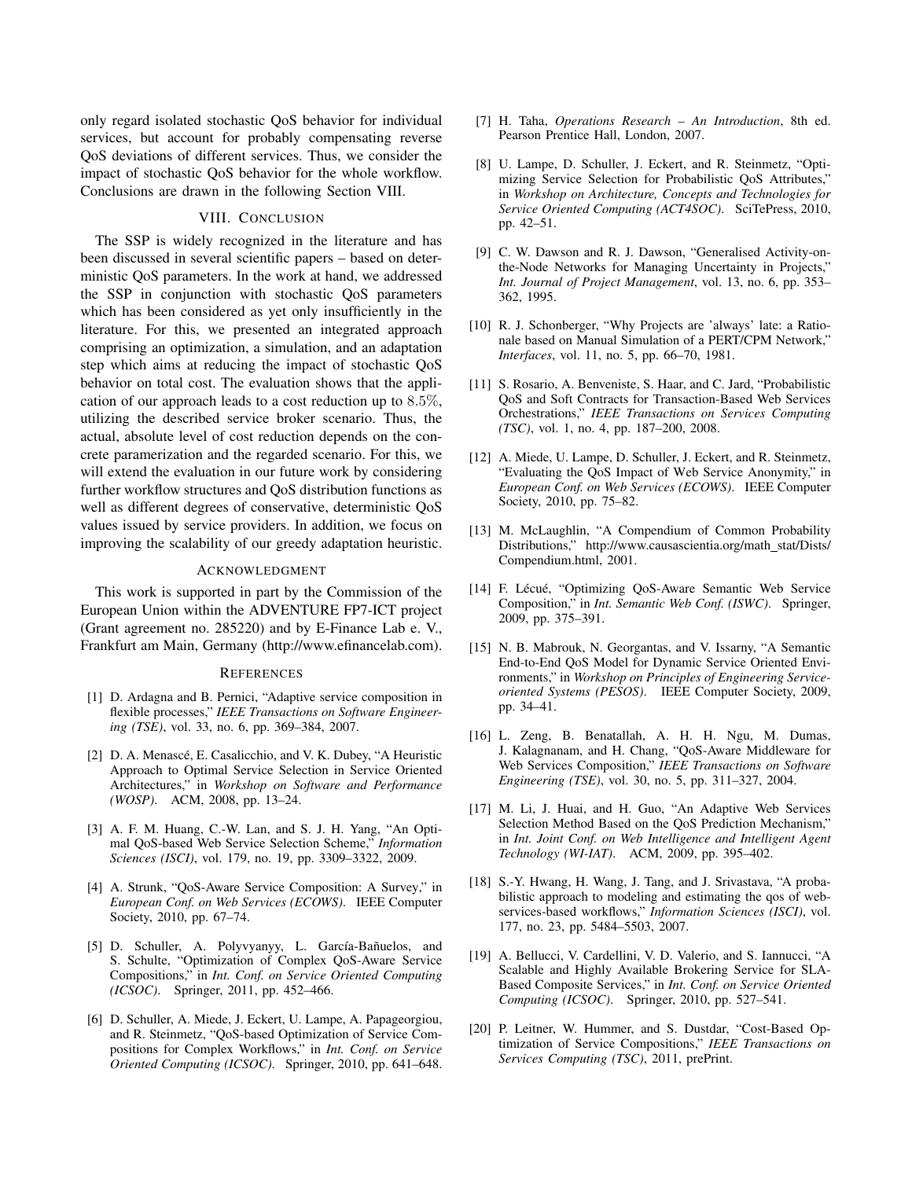only regard isolated stochastic QoS behavior for individual services, but account for probably compensating reverse QoS deviations of different services. Thus, we consider the impact of stochastic QoS behavior for the whole workflow. Conclusions are drawn in the following Section VIII.

## VIII. Conclusion

The SSP is widely recognized in the literature and has been discussed in several scientific papers – based on deterministic QoS parameters. In the work at hand, we addressed the SSP in conjunction with stochastic QoS parameters which has been considered as yet only insufficiently in the literature. For this, we presented an integrated approach comprising an optimization, a simulation, and an adaptation step which aims at reducing the impact of stochastic QoS behavior on total cost. The evaluation shows that the application of our approach leads to a cost reduction up to $8.5\%$, utilizing the described service broker scenario. Thus, the actual, absolute level of cost reduction depends on the concrete paramerization and the regarded scenario. For this, we will extend the evaluation in our future work by considering further workflow structures and QoS distribution functions as well as different degrees of conservative, deterministic QoS values issued by service providers. In addition, we focus on improving the scalability of our greedy adaptation heuristic.

## Acknowledgment

This work is supported in part by the Commission of the European Union within the ADVENTURE FP7-ICT project (Grant agreement no. 285220) and by E-Finance Lab e. V., Frankfurt am Main, Germany (http://www.efinancelab.com).

## References

[1] D. Ardagna and B. Pernici, "Adaptive service composition in flexible processes," *IEEE Transactions on Software Engineering (TSE)*, vol. 33, no. 6, pp. 369–384, 2007.

[2] D. A. Menascé, E. Casalicchio, and V. K. Dubey, "A Heuristic Approach to Optimal Service Selection in Service Oriented Architectures," in *Workshop on Software and Performance (WOSP)*. ACM, 2008, pp. 13–24.

[3] A. F. M. Huang, C.-W. Lan, and S. J. H. Yang, "An Optimal QoS-based Web Service Selection Scheme," *Information Sciences (ISCI)*, vol. 179, no. 19, pp. 3309–3322, 2009.

[4] A. Strunk, "QoS-Aware Service Composition: A Survey," in *European Conf. on Web Services (ECOWS)*. IEEE Computer Society, 2010, pp. 67–74.

[5] D. Schuller, A. Polyvyanyy, L. García-Bañuelos, and S. Schulte, "Optimization of Complex QoS-Aware Service Compositions," in *Int. Conf. on Service Oriented Computing (ICSOC)*. Springer, 2011, pp. 452–466.

[6] D. Schuller, A. Miede, J. Eckert, U. Lampe, A. Papageorgiou, and R. Steinmetz, "QoS-based Optimization of Service Compositions for Complex Workflows," in *Int. Conf. on Service Oriented Computing (ICSOC)*. Springer, 2010, pp. 641–648.

[7] H. Taha, *Operations Research – An Introduction*, 8th ed. Pearson Prentice Hall, London, 2007.

[8] U. Lampe, D. Schuller, J. Eckert, and R. Steinmetz, "Optimizing Service Selection for Probabilistic QoS Attributes," in *Workshop on Architecture, Concepts and Technologies for Service Oriented Computing (ACT4SOC)*. SciTePress, 2010, pp. 42–51.

[9] C. W. Dawson and R. J. Dawson, "Generalised Activity-on-the-Node Networks for Managing Uncertainty in Projects," *Int. Journal of Project Management*, vol. 13, no. 6, pp. 353–362, 1995.

[10] R. J. Schonberger, "Why Projects are 'always' late: a Rationale based on Manual Simulation of a PERT/CPM Network," *Interfaces*, vol. 11, no. 5, pp. 66–70, 1981.

[11] S. Rosario, A. Benveniste, S. Haar, and C. Jard, "Probabilistic QoS and Soft Contracts for Transaction-Based Web Services Orchestrations," *IEEE Transactions on Services Computing (TSC)*, vol. 1, no. 4, pp. 187–200, 2008.

[12] A. Miede, U. Lampe, D. Schuller, J. Eckert, and R. Steinmetz, "Evaluating the QoS Impact of Web Service Anonymity," in *European Conf. on Web Services (ECOWS)*. IEEE Computer Society, 2010, pp. 75–82.

[13] M. McLaughlin, "A Compendium of Common Probability Distributions," http://www.causascientia.org/math_stat/Dists/Compendium.html, 2001.

[14] F. Lécué, "Optimizing QoS-Aware Semantic Web Service Composition," in *Int. Semantic Web Conf. (ISWC)*. Springer, 2009, pp. 375–391.

[15] N. B. Mabrouk, N. Georgantas, and V. Issarny, "A Semantic End-to-End QoS Model for Dynamic Service Oriented Environments," in *Workshop on Principles of Engineering Service-oriented Systems (PESOS)*. IEEE Computer Society, 2009, pp. 34–41.

[16] L. Zeng, B. Benatallah, A. H. H. Ngu, M. Dumas, J. Kalagnanam, and H. Chang, "QoS-Aware Middleware for Web Services Composition," *IEEE Transactions on Software Engineering (TSE)*, vol. 30, no. 5, pp. 311–327, 2004.

[17] M. Li, J. Huai, and H. Guo, "An Adaptive Web Services Selection Method Based on the QoS Prediction Mechanism," in *Int. Joint Conf. on Web Intelligence and Intelligent Agent Technology (WI-IAT)*. ACM, 2009, pp. 395–402.

[18] S.-Y. Hwang, H. Wang, J. Tang, and J. Srivastava, "A probabilistic approach to modeling and estimating the qos of web-services-based workflows," *Information Sciences (ISCI)*, vol. 177, no. 23, pp. 5484–5503, 2007.

[19] A. Bellucci, V. Cardellini, V. D. Valerio, and S. Iannucci, "A Scalable and Highly Available Brokering Service for SLA-Based Composite Services," in *Int. Conf. on Service Oriented Computing (ICSOC)*. Springer, 2010, pp. 527–541.

[20] P. Leitner, W. Hummer, and S. Dustdar, "Cost-Based Optimization of Service Compositions," *IEEE Transactions on Services Computing (TSC)*, 2011, prePrint.